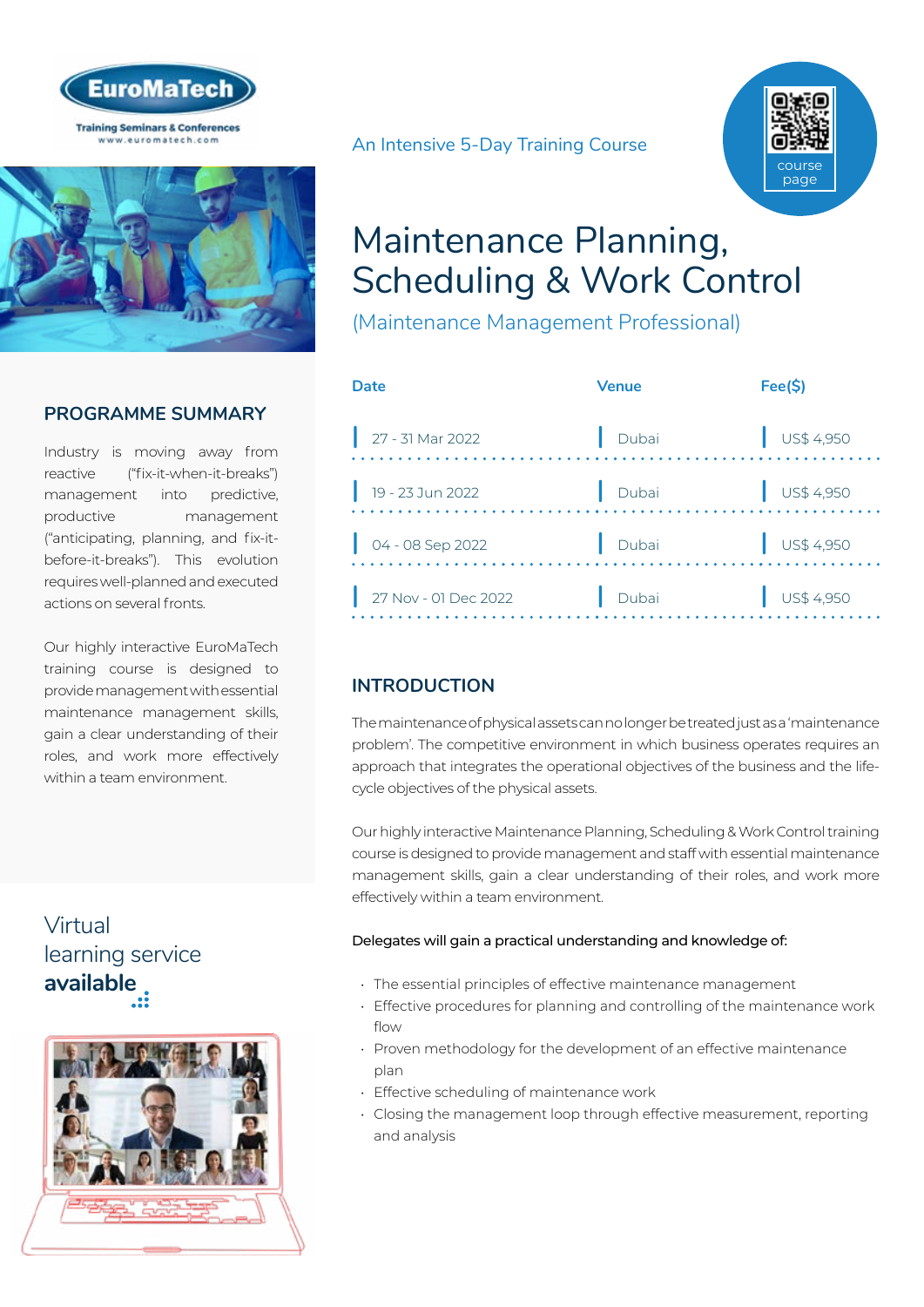EuroMaTech

Training Seminars & Conferences
www.euromatech.com

An Intensive 5-Day Training Course

course page

# Maintenance Planning, Scheduling & Work Control

(Maintenance Management Professional)

| Date | Venue | Fee($) |
|---|---|---|
| 27 - 31 Mar 2022 | Dubai | US$ 4,950 |
| 19 - 23 Jun 2022 | Dubai | US$ 4,950 |
| 04 - 08 Sep 2022 | Dubai | US$ 4,950 |
| 27 Nov - 01 Dec 2022 | Dubai | US$ 4,950 |

## PROGRAMME SUMMARY

Industry is moving away from reactive ("fix-it-when-it-breaks") management into predictive, productive management ("anticipating, planning, and fix-it-before-it-breaks"). This evolution requires well-planned and executed actions on several fronts.

Our highly interactive EuroMaTech training course is designed to provide management with essential maintenance management skills, gain a clear understanding of their roles, and work more effectively within a team environment.

Virtual learning service **available**

## INTRODUCTION

The maintenance of physical assets can no longer be treated just as a 'maintenance problem'. The competitive environment in which business operates requires an approach that integrates the operational objectives of the business and the life-cycle objectives of the physical assets.

Our highly interactive Maintenance Planning, Scheduling & Work Control training course is designed to provide management and staff with essential maintenance management skills, gain a clear understanding of their roles, and work more effectively within a team environment.

Delegates will gain a practical understanding and knowledge of:

- The essential principles of effective maintenance management
- Effective procedures for planning and controlling of the maintenance work flow
- Proven methodology for the development of an effective maintenance plan
- Effective scheduling of maintenance work
- Closing the management loop through effective measurement, reporting and analysis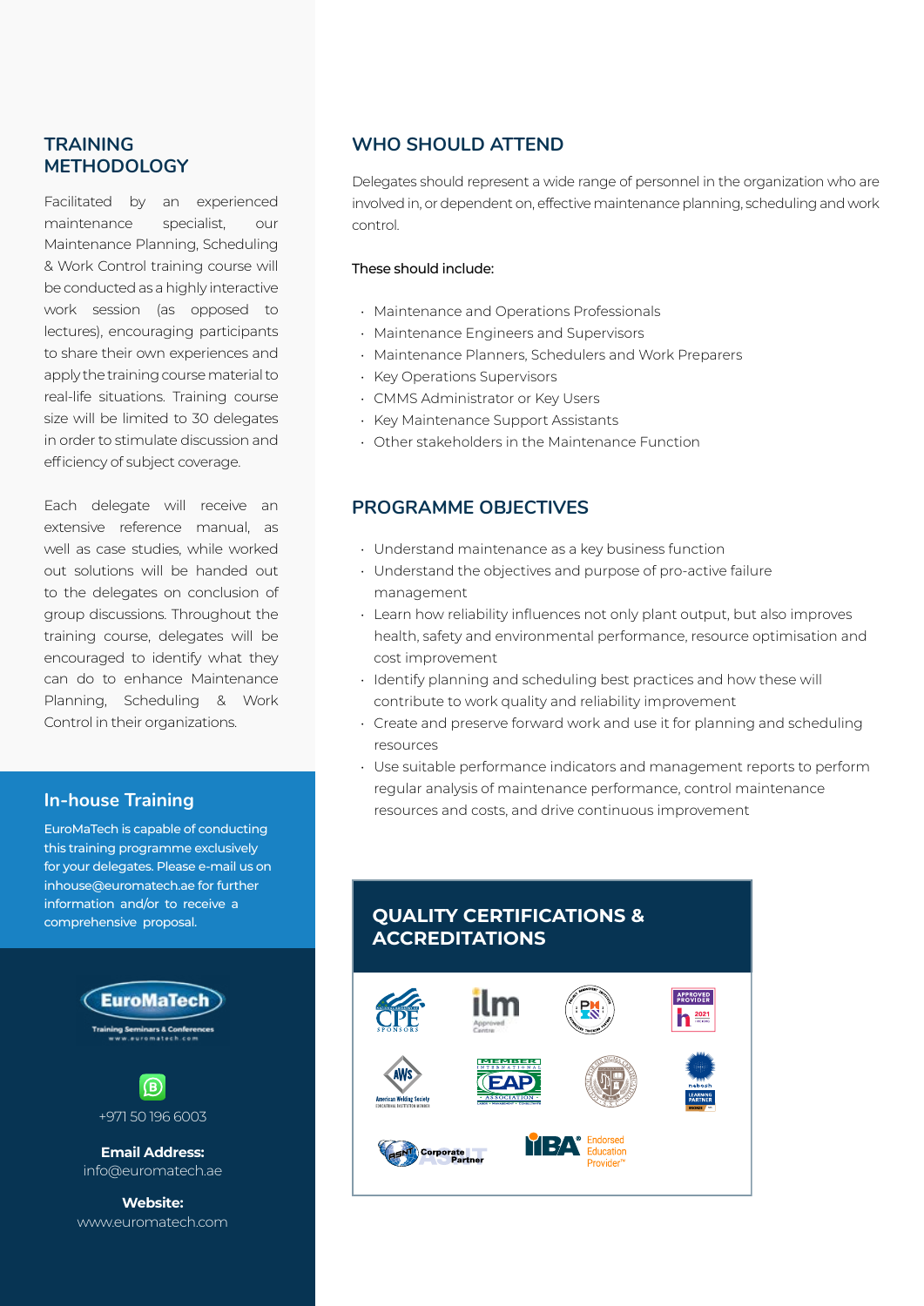## TRAINING METHODOLOGY

Facilitated by an experienced maintenance specialist, our Maintenance Planning, Scheduling & Work Control training course will be conducted as a highly interactive work session (as opposed to lectures), encouraging participants to share their own experiences and apply the training course material to real-life situations. Training course size will be limited to 30 delegates in order to stimulate discussion and efficiency of subject coverage.

Each delegate will receive an extensive reference manual, as well as case studies, while worked out solutions will be handed out to the delegates on conclusion of group discussions. Throughout the training course, delegates will be encouraged to identify what they can do to enhance Maintenance Planning, Scheduling & Work Control in their organizations.

## In-house Training

EuroMaTech is capable of conducting this training programme exclusively for your delegates. Please e-mail us on inhouse@euromatech.ae for further information and/or to receive a comprehensive proposal.

EuroMaTech
Training Seminars & Conferences
www.euromatech.com

+971 50 196 6003

**Email Address:**
info@euromatech.ae

**Website:**
www.euromatech.com

## WHO SHOULD ATTEND

Delegates should represent a wide range of personnel in the organization who are involved in, or dependent on, effective maintenance planning, scheduling and work control.

These should include:

- Maintenance and Operations Professionals
- Maintenance Engineers and Supervisors
- Maintenance Planners, Schedulers and Work Preparers
- Key Operations Supervisors
- CMMS Administrator or Key Users
- Key Maintenance Support Assistants
- Other stakeholders in the Maintenance Function

## PROGRAMME OBJECTIVES

- Understand maintenance as a key business function
- Understand the objectives and purpose of pro-active failure management
- Learn how reliability influences not only plant output, but also improves health, safety and environmental performance, resource optimisation and cost improvement
- Identify planning and scheduling best practices and how these will contribute to work quality and reliability improvement
- Create and preserve forward work and use it for planning and scheduling resources
- Use suitable performance indicators and management reports to perform regular analysis of maintenance performance, control maintenance resources and costs, and drive continuous improvement

## QUALITY CERTIFICATIONS & ACCREDITATIONS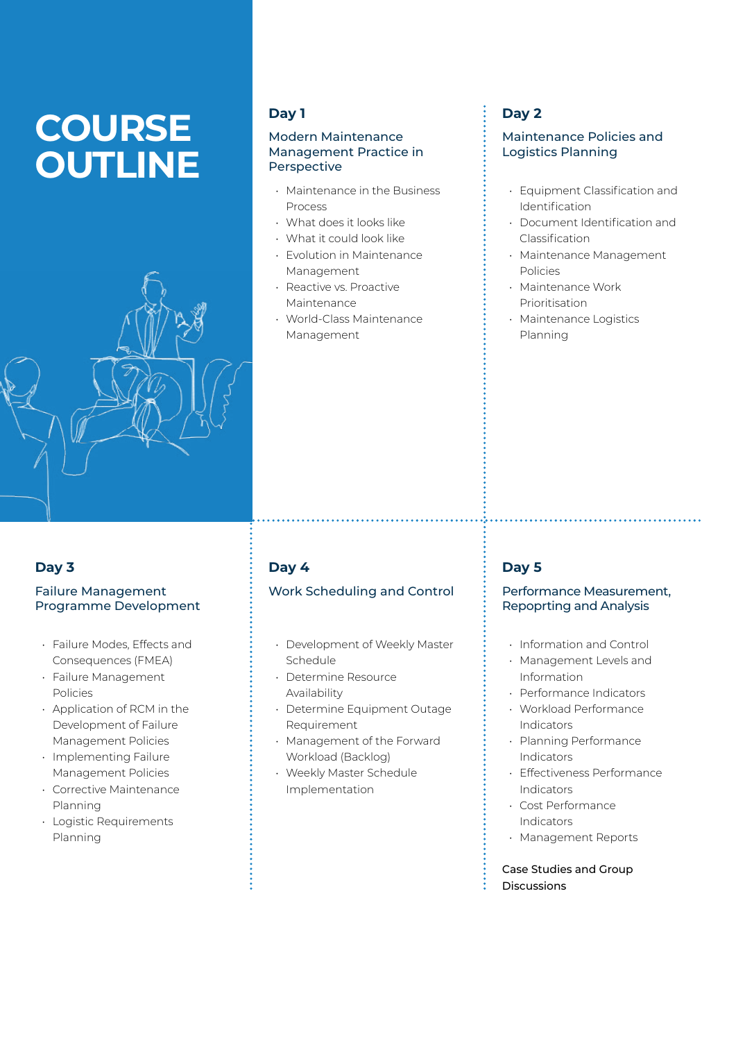# COURSE OUTLINE

## Day 1

### Modern Maintenance Management Practice in Perspective

- Maintenance in the Business Process
- What does it looks like
- What it could look like
- Evolution in Maintenance Management
- Reactive vs. Proactive Maintenance
- World-Class Maintenance Management

## Day 2

### Maintenance Policies and Logistics Planning

- Equipment Classification and Identification
- Document Identification and Classification
- Maintenance Management Policies
- Maintenance Work Prioritisation
- Maintenance Logistics Planning

## Day 3

### Failure Management Programme Development

- Failure Modes, Effects and Consequences (FMEA)
- Failure Management Policies
- Application of RCM in the Development of Failure Management Policies
- Implementing Failure Management Policies
- Corrective Maintenance Planning
- Logistic Requirements Planning

## Day 4

### Work Scheduling and Control

- Development of Weekly Master Schedule
- Determine Resource Availability
- Determine Equipment Outage Requirement
- Management of the Forward Workload (Backlog)
- Weekly Master Schedule Implementation

## Day 5

### Performance Measurement, Repoprting and Analysis

- Information and Control
- Management Levels and Information
- Performance Indicators
- Workload Performance Indicators
- Planning Performance Indicators
- Effectiveness Performance Indicators
- Cost Performance Indicators
- Management Reports

Case Studies and Group Discussions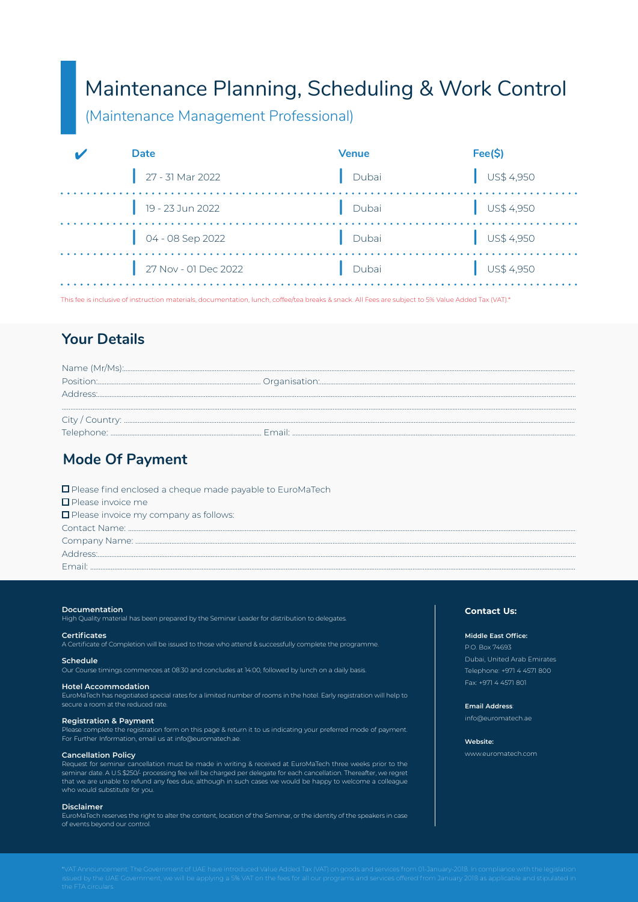# Maintenance Planning, Scheduling & Work Control

(Maintenance Management Professional)

| ✔ | Date | Venue | Fee($) |
|---|---|---|---|
| | 27 - 31 Mar 2022 | Dubai | US$ 4,950 |
| | 19 - 23 Jun 2022 | Dubai | US$ 4,950 |
| | 04 - 08 Sep 2022 | Dubai | US$ 4,950 |
| | 27 Nov - 01 Dec 2022 | Dubai | US$ 4,950 |

This fee is inclusive of instruction materials, documentation, lunch, coffee/tea breaks & snack. All Fees are subject to 5% Value Added Tax (VAT).*

## Your Details

Name (Mr/Ms):...............................................

Position:............................ Organisation:............................

Address:...............................................

...............................................

City / Country: ...............................................

Telephone: ............................ Email: ............................

## Mode Of Payment

☐ Please find enclosed a cheque made payable to EuroMaTech

☐ Please invoice me

☐ Please invoice my company as follows:

Contact Name: ...............................................

Company Name: ...............................................

Address:...............................................

Email: ...............................................

**Documentation**
High Quality material has been prepared by the Seminar Leader for distribution to delegates.

**Certificates**
A Certificate of Completion will be issued to those who attend & successfully complete the programme.

**Schedule**
Our Course timings commences at 08:30 and concludes at 14:00, followed by lunch on a daily basis.

**Hotel Accommodation**
EuroMaTech has negotiated special rates for a limited number of rooms in the hotel. Early registration will help to secure a room at the reduced rate.

**Registration & Payment**
Please complete the registration form on this page & return it to us indicating your preferred mode of payment. For Further Information, email us at info@euromatech.ae.

**Cancellation Policy**
Request for seminar cancellation must be made in writing & received at EuroMaTech three weeks prior to the seminar date. A U.S $250/- processing fee will be charged per delegate for each cancellation. Thereafter, we regret that we are unable to refund any fees due, although in such cases we would be happy to welcome a colleague who would substitute for you.

**Disclaimer**
EuroMaTech reserves the right to alter the content, location of the Seminar, or the identity of the speakers in case of events beyond our control.

**Contact Us:**

**Middle East Office:**
P.O. Box 74693
Dubai, United Arab Emirates
Telephone: +971 4 4571 800
Fax: +971 4 4571 801

**Email Address**
info@euromatech.ae

**Website:**
www.euromatech.com

*VAT Announcement: The Government of UAE have introduced Value Added Tax (VAT) on goods and services from 01-January-2018. In compliance with the legislation issued by the UAE Government, we will be applying a 5% VAT on the fees for all our programs and services offered from January 2018 as applicable and stipulated in the FTA circulars.